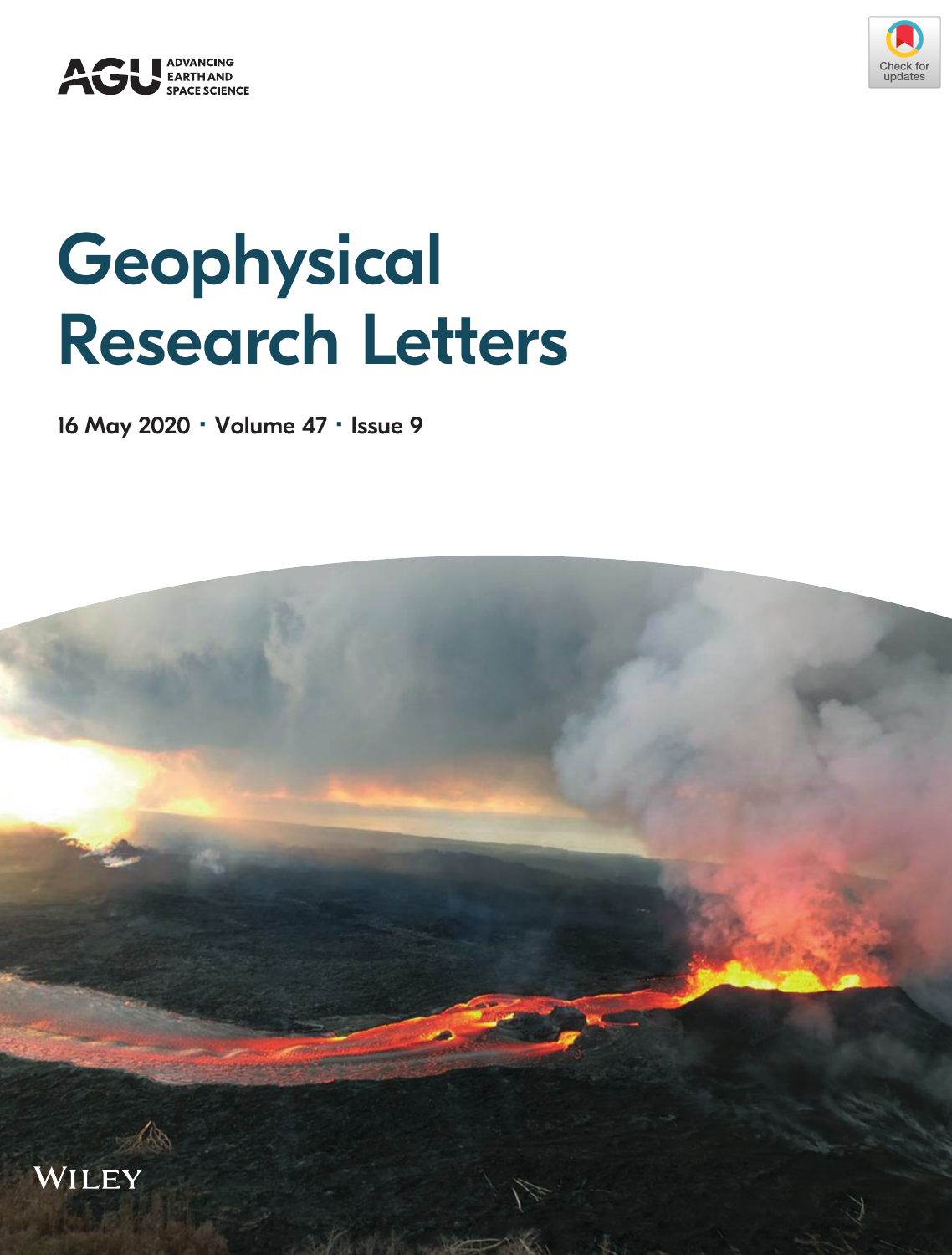AGU ADVANCING EARTH AND SPACE SCIENCE

# Geophysical Research Letters

16 May 2020 · Volume 47 · Issue 9

WILEY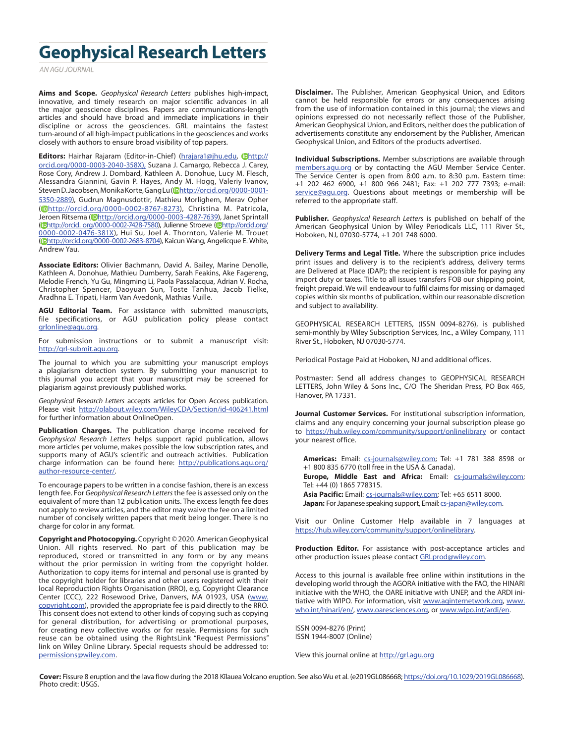# Geophysical Research Letters

*AN AGU JOURNAL*

**Aims and Scope.** *Geophysical Research Letters* publishes high-impact, innovative, and timely research on major scientific advances in all the major geoscience disciplines. Papers are communications-length articles and should have broad and immediate implications in their discipline or across the geosciences. GRL maintains the fastest turn-around of all high-impact publications in the geosciences and works closely with authors to ensure broad visibility of top papers.

**Editors:** Hairhar Rajaram (Editor-in-Chief) (hrajara1@jhu.edu, http://orcid.org/0000-0003-2040-358X), Suzana J. Camargo, Rebecca J. Carey, Rose Cory, Andrew J. Dombard, Kathleen A. Donohue, Lucy M. Flesch, Alessandra Giannini, Gavin P. Hayes, Andy M. Hogg, Valeriy Ivanov, Steven D. Jacobsen, Monika Korte, Gang Lu (http://orcid.org/0000-0001-5350-2889), Gudrun Magnusdottir, Mathieu Morlighem, Merav Opher (http://orcid.org/0000-0002-8767-8273), Christina M. Patricola, Jeroen Ritsema (http://orcid.org/0000-0003-4287-7639), Janet Sprintall (http://orcid.org/0000-0002-7428-7580), Julienne Stroeve (http://orcid.org/0000-0002-0476-381X), Hui Su, Joel A. Thornton, Valerie M. Trouet (http://orcid.org/0000-0002-2683-8704), Kaicun Wang, Angelicque E. White, Andrew Yau.

**Associate Editors:** Olivier Bachmann, David A. Bailey, Marine Denolle, Kathleen A. Donohue, Mathieu Dumberry, Sarah Feakins, Ake Fagereng, Melodie French, Yu Gu, Mingming Li, Paola Passalacqua, Adrian V. Rocha, Christopher Spencer, Daoyuan Sun, Toste Tanhua, Jacob Tielke, Aradhna E. Tripati, Harm Van Avedonk, Mathias Vuille.

**AGU Editorial Team.** For assistance with submitted manuscripts, file specifications, or AGU publication policy please contact grlonline@agu.org.

For submission instructions or to submit a manuscript visit: http://grl-submit.agu.org.

The journal to which you are submitting your manuscript employs a plagiarism detection system. By submitting your manuscript to this journal you accept that your manuscript may be screened for plagiarism against previously published works.

*Geophysical Research Letters* accepts articles for Open Access publication. Please visit http://olabout.wiley.com/WileyCDA/Section/id-406241.html for further information about OnlineOpen.

**Publication Charges.** The publication charge income received for *Geophysical Research Letters* helps support rapid publication, allows more articles per volume, makes possible the low subscription rates, and supports many of AGU's scientific and outreach activities. Publication charge information can be found here: http://publications.agu.org/author-resource-center/.

To encourage papers to be written in a concise fashion, there is an excess length fee. For *Geophysical Research Letters* the fee is assessed only on the equivalent of more than 12 publication units. The excess length fee does not apply to review articles, and the editor may waive the fee on a limited number of concisely written papers that merit being longer. There is no charge for color in any format.

**Copyright and Photocopying.** Copyright © 2020. American Geophysical Union. All rights reserved. No part of this publication may be reproduced, stored or transmitted in any form or by any means without the prior permission in writing from the copyright holder. Authorization to copy items for internal and personal use is granted by the copyright holder for libraries and other users registered with their local Reproduction Rights Organisation (RRO), e.g. Copyright Clearance Center (CCC), 222 Rosewood Drive, Danvers, MA 01923, USA (www.copyright.com), provided the appropriate fee is paid directly to the RRO. This consent does not extend to other kinds of copying such as copying for general distribution, for advertising or promotional purposes, for creating new collective works or for resale. Permissions for such reuse can be obtained using the RightsLink "Request Permissions" link on Wiley Online Library. Special requests should be addressed to: permissions@wiley.com.

**Disclaimer.** The Publisher, American Geophysical Union, and Editors cannot be held responsible for errors or any consequences arising from the use of information contained in this journal; the views and opinions expressed do not necessarily reflect those of the Publisher, American Geophysical Union, and Editors, neither does the publication of advertisements constitute any endorsement by the Publisher, American Geophysical Union, and Editors of the products advertised.

**Individual Subscriptions.** Member subscriptions are available through members.agu.org or by contacting the AGU Member Service Center. The Service Center is open from 8:00 a.m. to 8:30 p.m. Eastern time: +1 202 462 6900, +1 800 966 2481; Fax: +1 202 777 7393; e-mail: service@agu.org. Questions about meetings or membership will be referred to the appropriate staff.

**Publisher.** *Geophysical Research Letters* is published on behalf of the American Geophysical Union by Wiley Periodicals LLC, 111 River St., Hoboken, NJ, 07030-5774, +1 201 748 6000.

**Delivery Terms and Legal Title.** Where the subscription price includes print issues and delivery is to the recipient's address, delivery terms are Delivered at Place (DAP); the recipient is responsible for paying any import duty or taxes. Title to all issues transfers FOB our shipping point, freight prepaid. We will endeavour to fulfil claims for missing or damaged copies within six months of publication, within our reasonable discretion and subject to availability.

GEOPHYSICAL RESEARCH LETTERS, (ISSN 0094-8276), is published semi-monthly by Wiley Subscription Services, Inc., a Wiley Company, 111 River St., Hoboken, NJ 07030-5774.

Periodical Postage Paid at Hoboken, NJ and additional offices.

Postmaster: Send all address changes to GEOPHYSICAL RESEARCH LETTERS, John Wiley & Sons Inc., C/O The Sheridan Press, PO Box 465, Hanover, PA 17331.

**Journal Customer Services.** For institutional subscription information, claims and any enquiry concerning your journal subscription please go to https://hub.wiley.com/community/support/onlinelibrary or contact your nearest office.

**Americas:** Email: cs-journals@wiley.com; Tel: +1 781 388 8598 or +1 800 835 6770 (toll free in the USA & Canada).
**Europe, Middle East and Africa:** Email: cs-journals@wiley.com; Tel: +44 (0) 1865 778315.
**Asia Pacific:** Email: cs-journals@wiley.com; Tel: +65 6511 8000.
**Japan:** For Japanese speaking support, Email: cs-japan@wiley.com.

Visit our Online Customer Help available in 7 languages at https://hub.wiley.com/community/support/onlinelibrary.

**Production Editor.** For assistance with post-acceptance articles and other production issues please contact GRLprod@wiley.com.

Access to this journal is available free online within institutions in the developing world through the AGORA initiative with the FAO, the HINARI initiative with the WHO, the OARE initiative with UNEP, and the ARDI initiative with WIPO. For information, visit www.aginternetwork.org, www.who.int/hinari/en/, www.oaresciences.org, or www.wipo.int/ardi/en.

ISSN 0094-8276 (Print)
ISSN 1944-8007 (Online)

View this journal online at http://grl.agu.org

**Cover:** Fissure 8 eruption and the lava flow during the 2018 Kīlauea Volcano eruption. See also Wu et al. (e2019GL086668; https://doi.org/10.1029/2019GL086668). Photo credit: USGS.